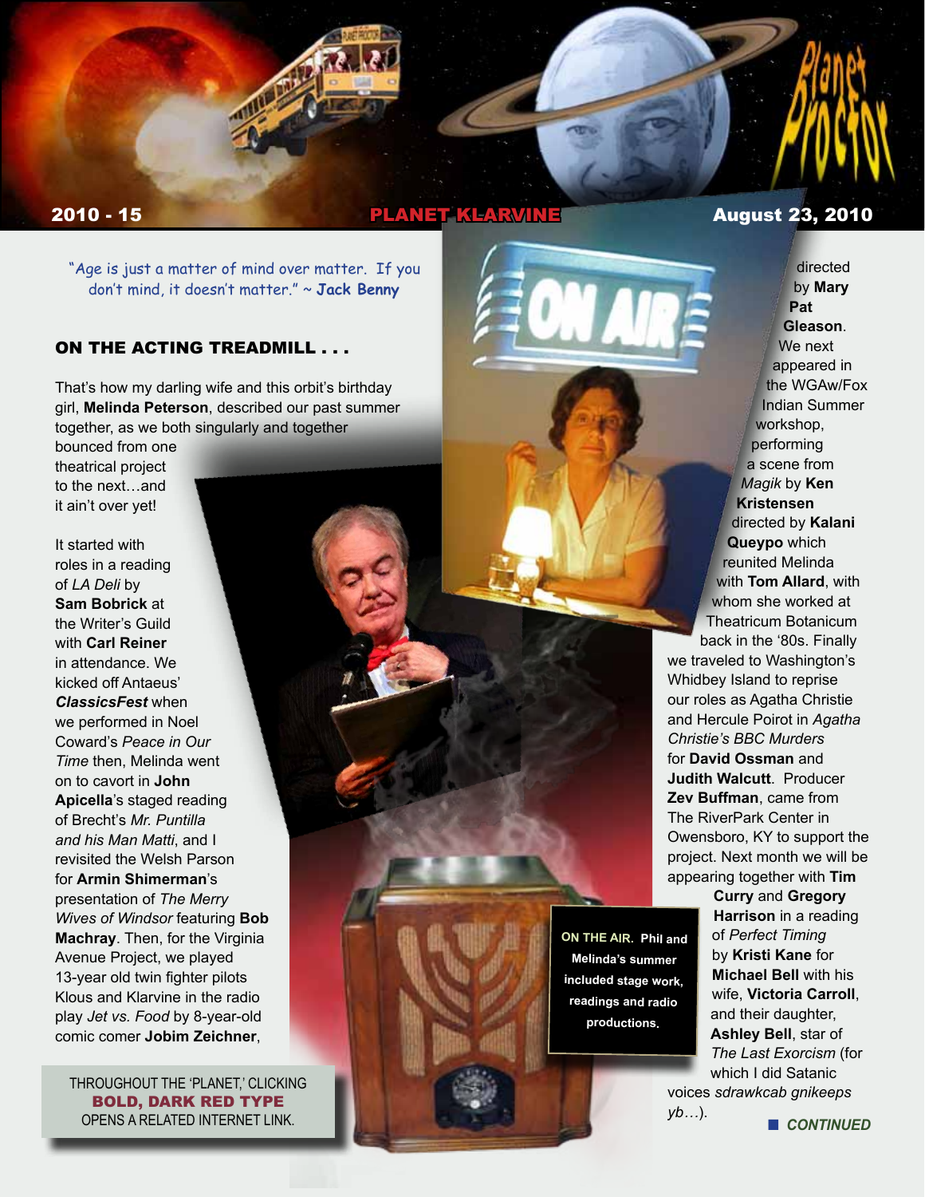# Planet Proctor

**2010 - 15** — **PLANET KLARVINE** — **August 23, 2010**

"Age is just a matter of mind over matter. If you don't mind, it doesn't matter." ~ **Jack Benny**

## ON THE ACTING TREADMILL . . .

That's how my darling wife and this orbit's birthday girl, **Melinda Peterson**, described our past summer together, as we both singularly and together bounced from one theatrical project to the next…and it ain't over yet!

It started with roles in a reading of *LA Deli* by **Sam Bobrick** at the Writer's Guild with **Carl Reiner** in attendance. We kicked off Antaeus' ***ClassicsFest*** when we performed in Noel Coward's *Peace in Our Time* then, Melinda went on to cavort in **John Apicella**'s staged reading of Brecht's *Mr. Puntilla and his Man Matti*, and I revisited the Welsh Parson for **Armin Shimerman**'s presentation of *The Merry Wives of Windsor* featuring **Bob Machray**. Then, for the Virginia Avenue Project, we played 13-year old twin fighter pilots Klous and Klarvine in the radio play *Jet vs. Food* by 8-year-old comic comer **Jobim Zeichner**, directed by **Mary Pat Gleason**. We next appeared in the WGAw/Fox Indian Summer workshop, performing a scene from *Magik* by **Ken Kristensen** directed by **Kalani Queypo** which reunited Melinda with **Tom Allard**, with whom she worked at Theatricum Botanicum back in the '80s. Finally we traveled to Washington's Whidbey Island to reprise our roles as Agatha Christie and Hercule Poirot in *Agatha Christie's BBC Murders* for **David Ossman** and **Judith Walcutt**. Producer **Zev Buffman**, came from The RiverPark Center in Owensboro, KY to support the project. Next month we will be appearing together with **Tim Curry** and **Gregory Harrison** in a reading of *Perfect Timing* by **Kristi Kane** for **Michael Bell** with his wife, **Victoria Carroll**, and their daughter, **Ashley Bell**, star of *The Last Exorcism* (for which I did Satanic voices *sdrawkcab gnikeeps yb*…).

■ *CONTINUED*

**ON THE AIR.** Phil and Melinda's summer included stage work, readings and radio productions.

THROUGHOUT THE 'PLANET,' CLICKING **BOLD, DARK RED TYPE** OPENS A RELATED INTERNET LINK.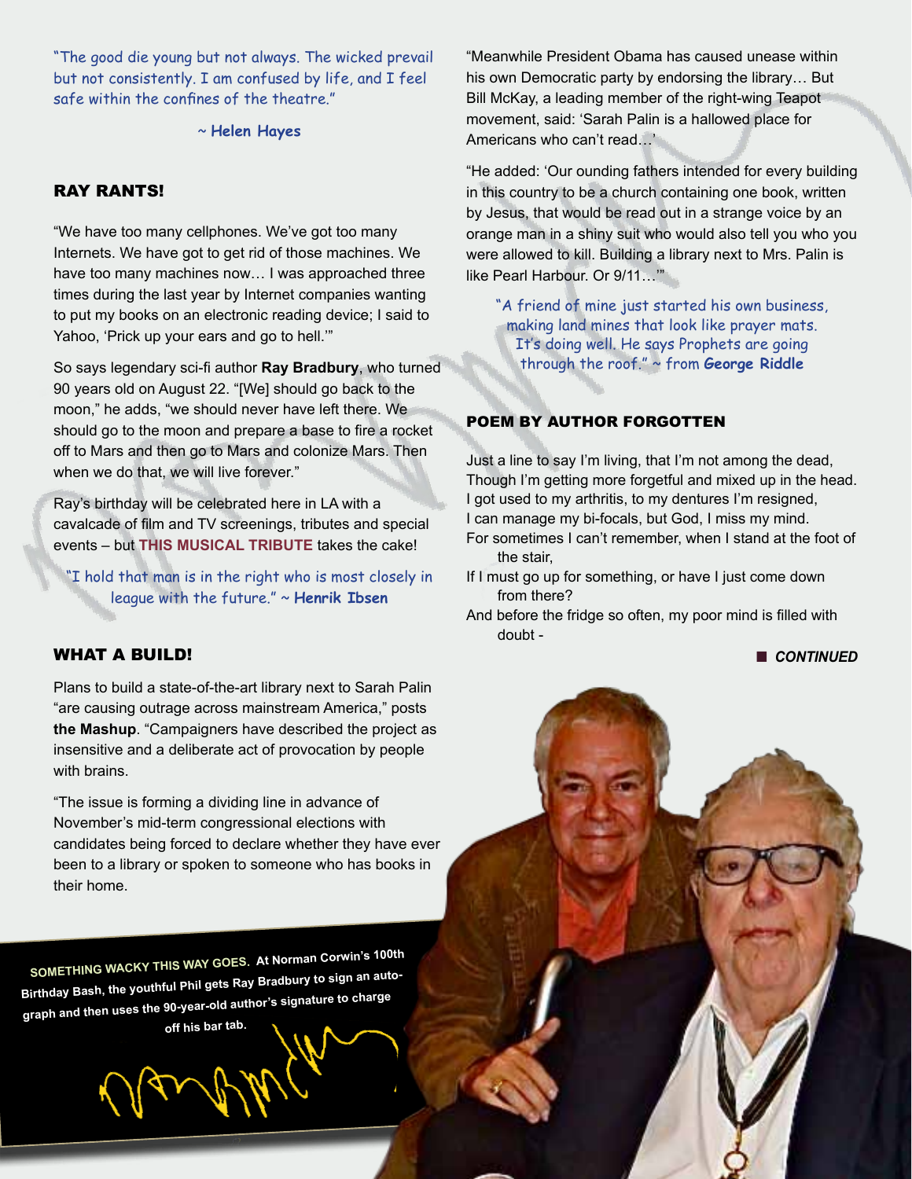"The good die young but not always. The wicked prevail but not consistently. I am confused by life, and I feel safe within the confines of the theatre."

~ **Helen Hayes**

## RAY RANTS!

"We have too many cellphones. We've got too many Internets. We have got to get rid of those machines. We have too many machines now… I was approached three times during the last year by Internet companies wanting to put my books on an electronic reading device; I said to Yahoo, 'Prick up your ears and go to hell.'"

So says legendary sci-fi author **Ray Bradbury**, who turned 90 years old on August 22. "[We] should go back to the moon," he adds, "we should never have left there. We should go to the moon and prepare a base to fire a rocket off to Mars and then go to Mars and colonize Mars. Then when we do that, we will live forever."

Ray's birthday will be celebrated here in LA with a cavalcade of film and TV screenings, tributes and special events – but **THIS MUSICAL TRIBUTE** takes the cake!

"I hold that man is in the right who is most closely in league with the future." ~ **Henrik Ibsen**

## WHAT A BUILD!

Plans to build a state-of-the-art library next to Sarah Palin "are causing outrage across mainstream America," posts **the Mashup**. "Campaigners have described the project as insensitive and a deliberate act of provocation by people with brains.

"The issue is forming a dividing line in advance of November's mid-term congressional elections with candidates being forced to declare whether they have ever been to a library or spoken to someone who has books in their home.

"Meanwhile President Obama has caused unease within his own Democratic party by endorsing the library… But Bill McKay, a leading member of the right-wing Teapot movement, said: 'Sarah Palin is a hallowed place for Americans who can't read…'

"He added: 'Our ounding fathers intended for every building in this country to be a church containing one book, written by Jesus, that would be read out in a strange voice by an orange man in a shiny suit who would also tell you who you were allowed to kill. Building a library next to Mrs. Palin is like Pearl Harbour. Or 9/11…'"

"A friend of mine just started his own business, making land mines that look like prayer mats. It's doing well. He says Prophets are going through the roof." ~ from **George Riddle**

## POEM BY AUTHOR FORGOTTEN

Just a line to say I'm living, that I'm not among the dead,
Though I'm getting more forgetful and mixed up in the head.
I got used to my arthritis, to my dentures I'm resigned,
I can manage my bi-focals, but God, I miss my mind.
For sometimes I can't remember, when I stand at the foot of the stair,
If I must go up for something, or have I just come down from there?
And before the fridge so often, my poor mind is filled with doubt -

***CONTINUED***

**SOMETHING WACKY THIS WAY GOES.** At Norman Corwin's 100th Birthday Bash, the youthful Phil gets Ray Bradbury to sign an autograph and then uses the 90-year-old author's signature to charge off his bar tab.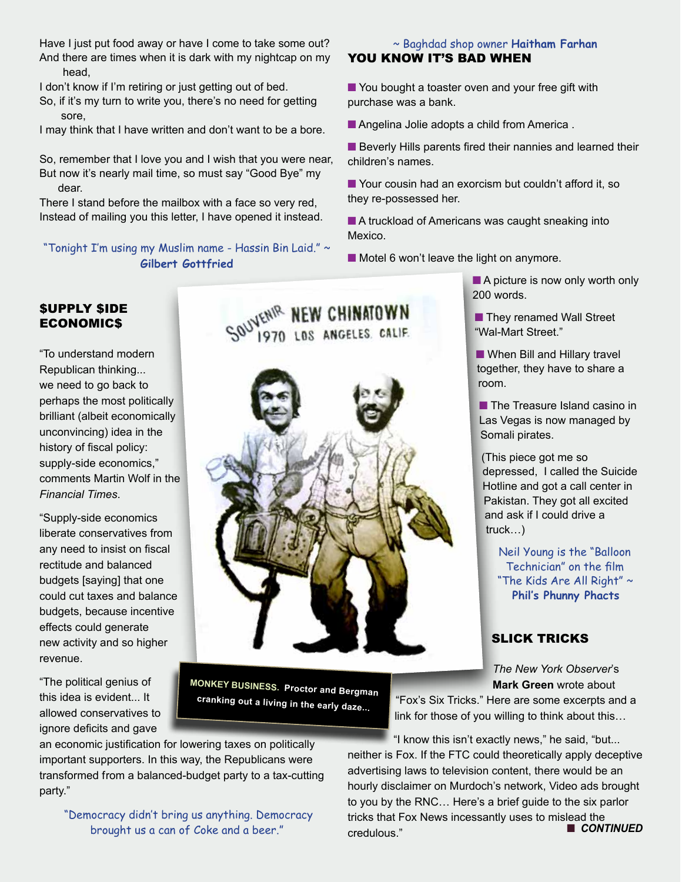Have I just put food away or have I come to take some out?
And there are times when it is dark with my nightcap on my head,
I don't know if I'm retiring or just getting out of bed.
So, if it's my turn to write you, there's no need for getting sore,
I may think that I have written and don't want to be a bore.

So, remember that I love you and I wish that you were near,
But now it's nearly mail time, so must say "Good Bye" my dear.
There I stand before the mailbox with a face so very red,
Instead of mailing you this letter, I have opened it instead.

"Tonight I'm using my Muslim name - Hassin Bin Laid." ~ **Gilbert Gottfried**

## $UPPLY $IDE ECONOMIC$

"To understand modern Republican thinking... we need to go back to perhaps the most politically brilliant (albeit economically unconvincing) idea in the history of fiscal policy: supply-side economics," comments Martin Wolf in the *Financial Times*.

"Supply-side economics liberate conservatives from any need to insist on fiscal rectitude and balanced budgets [saying] that one could cut taxes and balance budgets, because incentive effects could generate new activity and so higher revenue.

"The political genius of this idea is evident... It allowed conservatives to ignore deficits and gave an economic justification for lowering taxes on politically important supporters. In this way, the Republicans were transformed from a balanced-budget party to a tax-cutting party."

"Democracy didn't bring us anything. Democracy brought us a can of Coke and a beer."

~ Baghdad shop owner **Haitham Farhan**

**MONKEY BUSINESS.** Proctor and Bergman cranking out a living in the early daze...

## YOU KNOW IT'S BAD WHEN

- You bought a toaster oven and your free gift with purchase was a bank.
- Angelina Jolie adopts a child from America .
- Beverly Hills parents fired their nannies and learned their children's names.
- Your cousin had an exorcism but couldn't afford it, so they re-possessed her.
- A truckload of Americans was caught sneaking into Mexico.
- Motel 6 won't leave the light on anymore.
- A picture is now only worth only 200 words.
- They renamed Wall Street "Wal-Mart Street."
- When Bill and Hillary travel together, they have to share a room.
- The Treasure Island casino in Las Vegas is now managed by Somali pirates.

(This piece got me so depressed, I called the Suicide Hotline and got a call center in Pakistan. They got all excited and ask if I could drive a truck…)

Neil Young is the "Balloon Technician" on the film "The Kids Are All Right" ~ **Phil's Phunny Phacts**

## SLICK TRICKS

*The New York Observer*'s **Mark Green** wrote about "Fox's Six Tricks." Here are some excerpts and a link for those of you willing to think about this…

"I know this isn't exactly news," he said, "but... neither is Fox. If the FTC could theoretically apply deceptive advertising laws to television content, there would be an hourly disclaimer on Murdoch's network, Video ads brought to you by the RNC… Here's a brief guide to the six parlor tricks that Fox News incessantly uses to mislead the credulous."

***CONTINUED***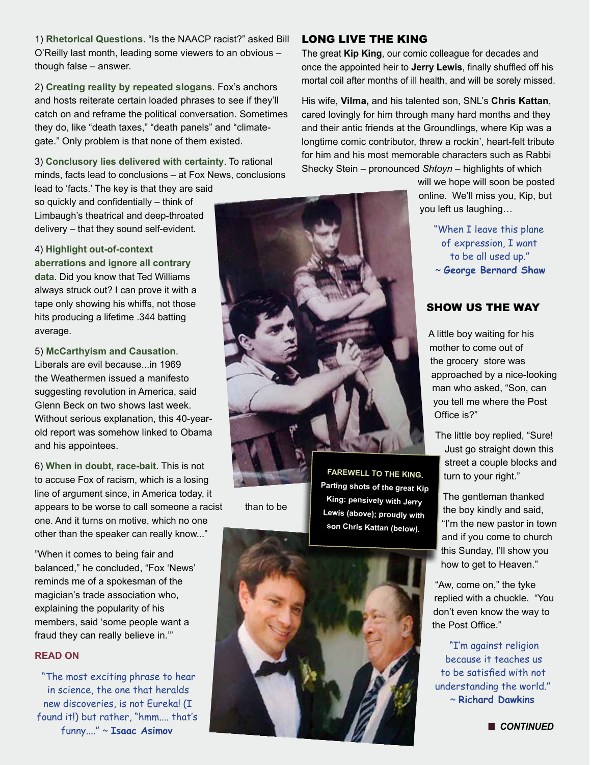1) **Rhetorical Questions**. "Is the NAACP racist?" asked Bill O'Reilly last month, leading some viewers to an obvious – though false – answer.

2) **Creating reality by repeated slogans**. Fox's anchors and hosts reiterate certain loaded phrases to see if they'll catch on and reframe the political conversation. Sometimes they do, like "death taxes," "death panels" and "climate-gate." Only problem is that none of them existed.

3) **Conclusory lies delivered with certainty**. To rational minds, facts lead to conclusions – at Fox News, conclusions lead to 'facts.' The key is that they are said so quickly and confidentially – think of Limbaugh's theatrical and deep-throated delivery – that they sound self-evident.

4) **Highlight out-of-context aberrations and ignore all contrary data**. Did you know that Ted Williams always struck out? I can prove it with a tape only showing his whiffs, not those hits producing a lifetime .344 batting average.

5) **McCarthyism and Causation**. Liberals are evil because...in 1969 the Weathermen issued a manifesto suggesting revolution in America, said Glenn Beck on two shows last week. Without serious explanation, this 40-year-old report was somehow linked to Obama and his appointees.

6) **When in doubt, race-bait**. This is not to accuse Fox of racism, which is a losing line of argument since, in America today, it appears to be worse to call someone a racist than to be one. And it turns on motive, which no one other than the speaker can really know..."

"When it comes to being fair and balanced," he concluded, "Fox 'News' reminds me of a spokesman of the magician's trade association who, explaining the popularity of his members, said 'some people want a fraud they can really believe in.'"

**READ ON**

"The most exciting phrase to hear in science, the one that heralds new discoveries, is not Eureka! (I found it!) but rather, "hmm.... that's funny...." ~ **Isaac Asimov**

## LONG LIVE THE KING

The great **Kip King**, our comic colleague for decades and once the appointed heir to **Jerry Lewis**, finally shuffled off his mortal coil after months of ill health, and will be sorely missed.

His wife, **Vilma,** and his talented son, SNL's **Chris Kattan**, cared lovingly for him through many hard months and they and their antic friends at the Groundlings, where Kip was a longtime comic contributor, threw a rockin', heart-felt tribute for him and his most memorable characters such as Rabbi Shecky Stein – pronounced *Shtoyn* – highlights of which will we hope will soon be posted online. We'll miss you, Kip, but you left us laughing…

"When I leave this plane of expression, I want to be all used up." ~ **George Bernard Shaw**

**FAREWELL TO THE KING.** Parting shots of the great Kip King: pensively with Jerry Lewis (above); proudly with son Chris Kattan (below).

## SHOW US THE WAY

A little boy waiting for his mother to come out of the grocery store was approached by a nice-looking man who asked, "Son, can you tell me where the Post Office is?"

The little boy replied, "Sure! Just go straight down this street a couple blocks and turn to your right."

The gentleman thanked the boy kindly and said, "I'm the new pastor in town and if you come to church this Sunday, I'll show you how to get to Heaven."

"Aw, come on," the tyke replied with a chuckle. "You don't even know the way to the Post Office."

"I'm against religion because it teaches us to be satisfied with not understanding the world." ~ **Richard Dawkins**

***CONTINUED***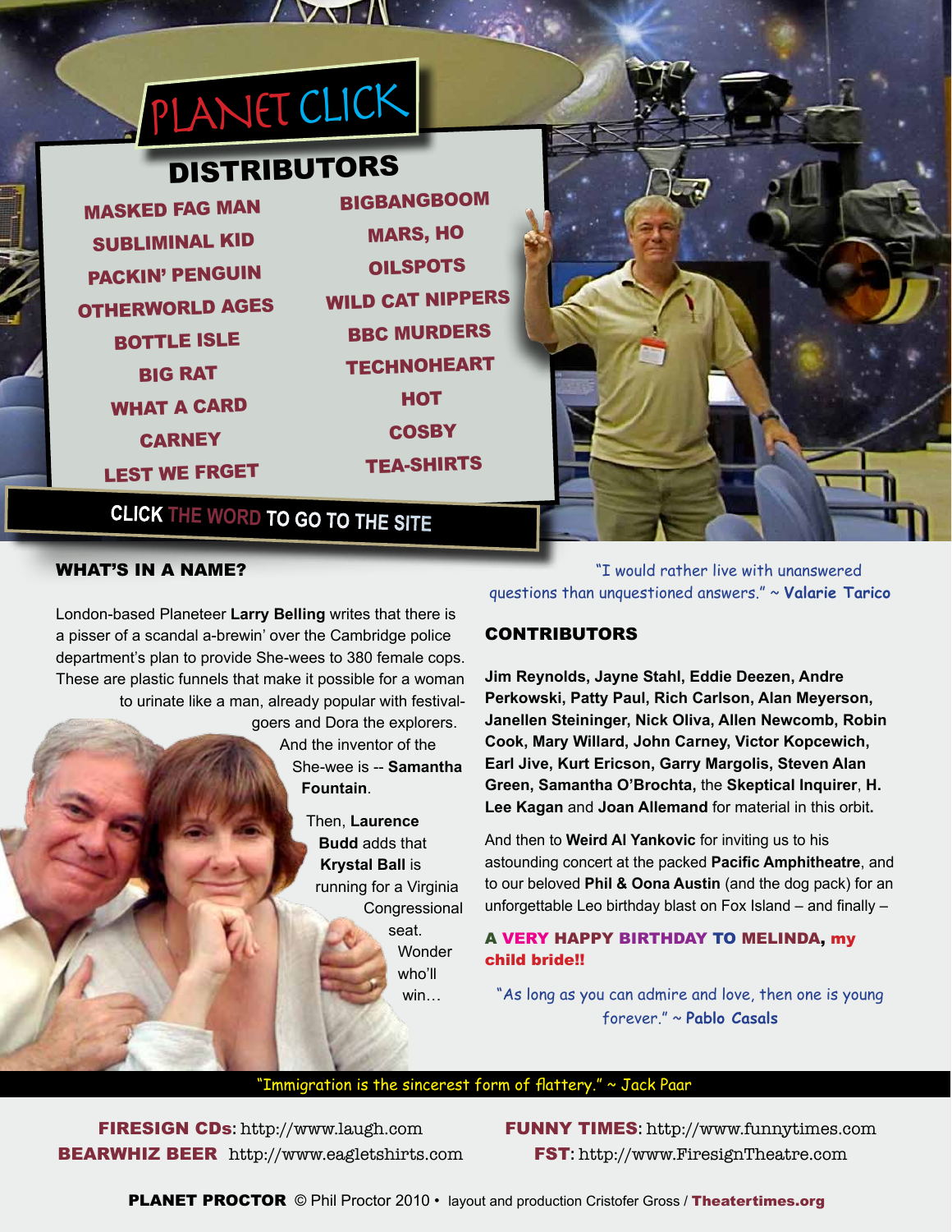# PLANET CLICK

## DISTRIBUTORS

MASKED FAG MAN
SUBLIMINAL KID
PACKIN' PENGUIN
OTHERWORLD AGES
BOTTLE ISLE
BIG RAT
WHAT A CARD
CARNEY
LEST WE FRGET

BIGBANGBOOM
MARS, HO
OILSPOTS
WILD CAT NIPPERS
BBC MURDERS
TECHNOHEART
HOT
COSBY
TEA-SHIRTS

**CLICK THE WORD TO GO TO THE SITE**

## WHAT'S IN A NAME?

London-based Planeteer **Larry Belling** writes that there is a pisser of a scandal a-brewin' over the Cambridge police department's plan to provide She-wees to 380 female cops. These are plastic funnels that make it possible for a woman to urinate like a man, already popular with festival-goers and Dora the explorers. And the inventor of the She-wee is -- **Samantha Fountain**.

Then, **Laurence Budd** adds that **Krystal Ball** is running for a Virginia Congressional seat. Wonder who'll win…

"I would rather live with unanswered questions than unquestioned answers." ~ **Valarie Tarico**

## CONTRIBUTORS

**Jim Reynolds, Jayne Stahl, Eddie Deezen, Andre Perkowski, Patty Paul, Rich Carlson, Alan Meyerson, Janellen Steininger, Nick Oliva, Allen Newcomb, Robin Cook, Mary Willard, John Carney, Victor Kopcewich, Earl Jive, Kurt Ericson, Garry Margolis, Steven Alan Green, Samantha O'Brochta,** the **Skeptical Inquirer**, **H. Lee Kagan** and **Joan Allemand** for material in this orbit**.**

And then to **Weird Al Yankovic** for inviting us to his astounding concert at the packed **Pacific Amphitheatre**, and to our beloved **Phil & Oona Austin** (and the dog pack) for an unforgettable Leo birthday blast on Fox Island – and finally –

**A VERY HAPPY BIRTHDAY TO MELINDA, my child bride!!**

"As long as you can admire and love, then one is young forever." ~ **Pablo Casals**

"Immigration is the sincerest form of flattery." ~ Jack Paar

**FIRESIGN CDs**: http://www.laugh.com
**BEARWHIZ BEER** http://www.eagletshirts.com
**FUNNY TIMES**: http://www.funnytimes.com
**FST**: http://www.FiresignTheatre.com

**PLANET PROCTOR** © Phil Proctor 2010 • layout and production Cristofer Gross / **Theatertimes.org**